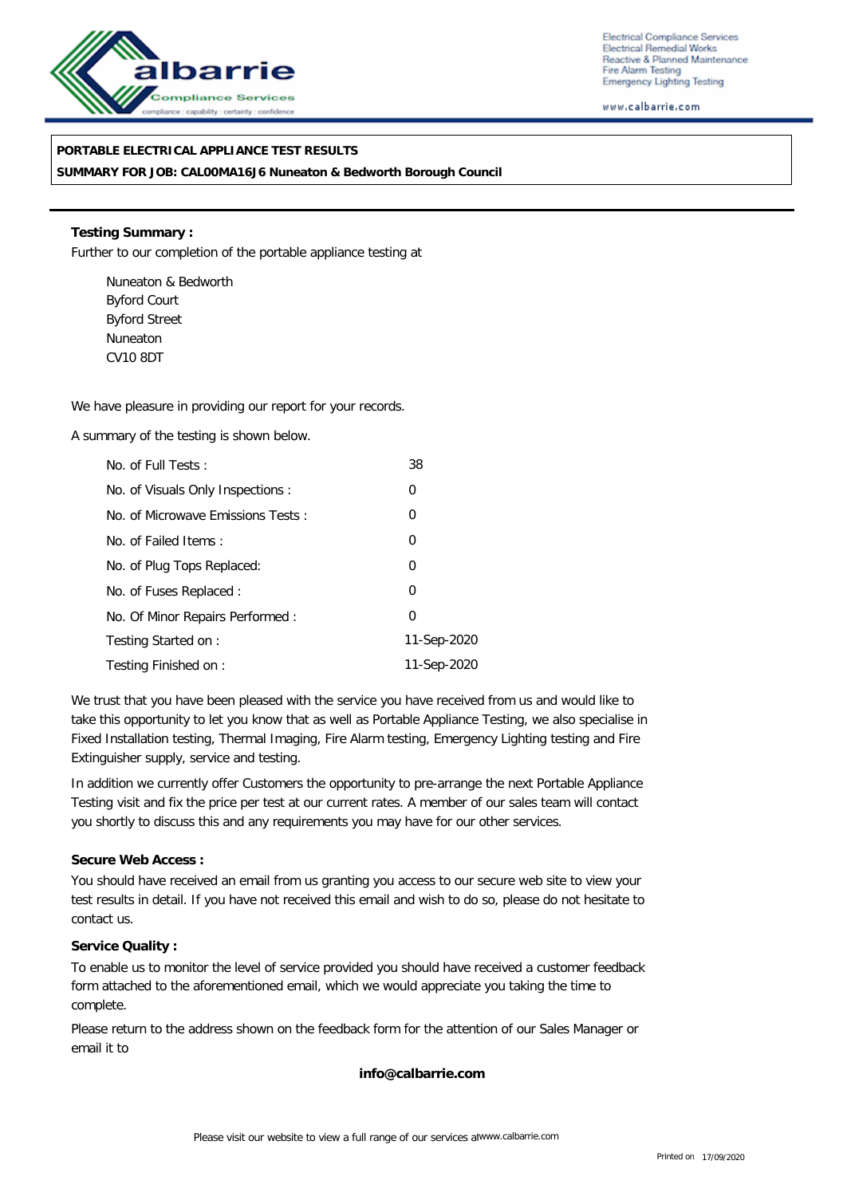albarrie Compliance Services
compliance : capability : certainty : confidence

Electrical Compliance Services
Electrical Remedial Works
Reactive & Planned Maintenance
Fire Alarm Testing
Emergency Lighting Testing

www.calbarrie.com

**PORTABLE ELECTRICAL APPLIANCE TEST RESULTS**
**SUMMARY FOR JOB: CAL00MA16J6 Nuneaton & Bedworth Borough Council**

**Testing Summary :**

Further to our completion of the portable appliance testing at

Nuneaton & Bedworth
Byford Court
Byford Street
Nuneaton
CV10 8DT

We have pleasure in providing our report for your records.

A summary of the testing is shown below.

| | |
|---|---|
| No. of Full Tests : | 38 |
| No. of Visuals Only Inspections : | 0 |
| No. of Microwave Emissions Tests : | 0 |
| No. of Failed Items : | 0 |
| No. of Plug Tops Replaced: | 0 |
| No. of Fuses Replaced : | 0 |
| No. Of Minor Repairs Performed : | 0 |
| Testing Started on : | 11-Sep-2020 |
| Testing Finished on : | 11-Sep-2020 |

We trust that you have been pleased with the service you have received from us and would like to take this opportunity to let you know that as well as Portable Appliance Testing, we also specialise in Fixed Installation testing, Thermal Imaging, Fire Alarm testing, Emergency Lighting testing and Fire Extinguisher supply, service and testing.

In addition we currently offer Customers the opportunity to pre-arrange the next Portable Appliance Testing visit and fix the price per test at our current rates. A member of our sales team will contact you shortly to discuss this and any requirements you may have for our other services.

**Secure Web Access :**

You should have received an email from us granting you access to our secure web site to view your test results in detail. If you have not received this email and wish to do so, please do not hesitate to contact us.

**Service Quality :**

To enable us to monitor the level of service provided you should have received a customer feedback form attached to the aforementioned email, which we would appreciate you taking the time to complete.

Please return to the address shown on the feedback form for the attention of our Sales Manager or email it to

**info@calbarrie.com**

Please visit our website to view a full range of our services at www.calbarrie.com

Printed on 17/09/2020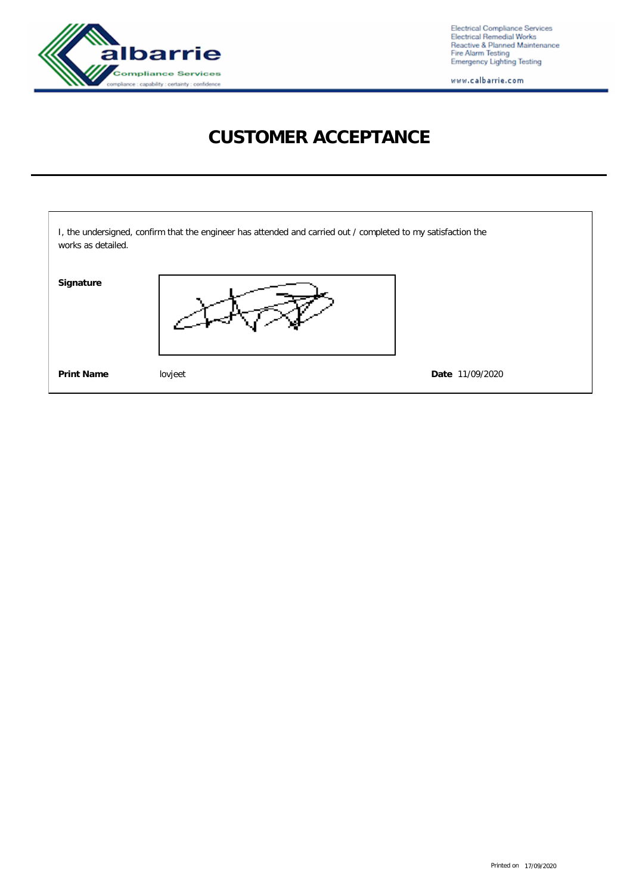Electrical Compliance Services
Electrical Remedial Works
Reactive & Planned Maintenance
Fire Alarm Testing
Emergency Lighting Testing

www.calbarrie.com

# CUSTOMER ACCEPTANCE

I, the undersigned, confirm that the engineer has attended and carried out / completed to my satisfaction the works as detailed.

**Signature**

**Print Name** lovjeet **Date** 11/09/2020

Printed on 17/09/2020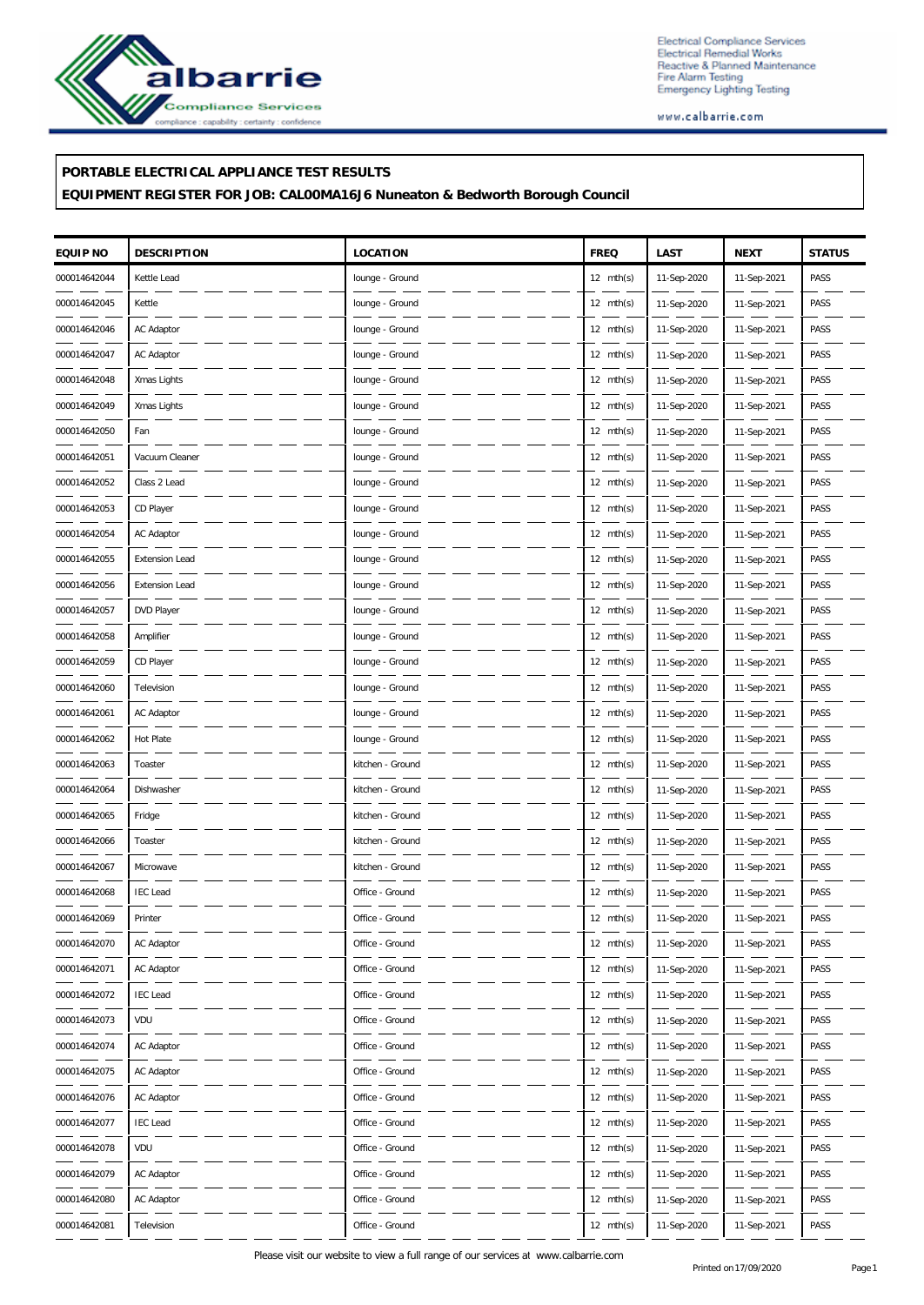## PORTABLE ELECTRICAL APPLIANCE TEST RESULTS

## EQUIPMENT REGISTER FOR JOB: CAL00MA16J6 Nuneaton & Bedworth Borough Council

| EQUIP NO | DESCRIPTION | LOCATION | FREQ | LAST | NEXT | STATUS |
|---|---|---|---|---|---|---|
| 000014642044 | Kettle Lead | lounge - Ground | 12 mth(s) | 11-Sep-2020 | 11-Sep-2021 | PASS |
| 000014642045 | Kettle | lounge - Ground | 12 mth(s) | 11-Sep-2020 | 11-Sep-2021 | PASS |
| 000014642046 | AC Adaptor | lounge - Ground | 12 mth(s) | 11-Sep-2020 | 11-Sep-2021 | PASS |
| 000014642047 | AC Adaptor | lounge - Ground | 12 mth(s) | 11-Sep-2020 | 11-Sep-2021 | PASS |
| 000014642048 | Xmas Lights | lounge - Ground | 12 mth(s) | 11-Sep-2020 | 11-Sep-2021 | PASS |
| 000014642049 | Xmas Lights | lounge - Ground | 12 mth(s) | 11-Sep-2020 | 11-Sep-2021 | PASS |
| 000014642050 | Fan | lounge - Ground | 12 mth(s) | 11-Sep-2020 | 11-Sep-2021 | PASS |
| 000014642051 | Vacuum Cleaner | lounge - Ground | 12 mth(s) | 11-Sep-2020 | 11-Sep-2021 | PASS |
| 000014642052 | Class 2 Lead | lounge - Ground | 12 mth(s) | 11-Sep-2020 | 11-Sep-2021 | PASS |
| 000014642053 | CD Player | lounge - Ground | 12 mth(s) | 11-Sep-2020 | 11-Sep-2021 | PASS |
| 000014642054 | AC Adaptor | lounge - Ground | 12 mth(s) | 11-Sep-2020 | 11-Sep-2021 | PASS |
| 000014642055 | Extension Lead | lounge - Ground | 12 mth(s) | 11-Sep-2020 | 11-Sep-2021 | PASS |
| 000014642056 | Extension Lead | lounge - Ground | 12 mth(s) | 11-Sep-2020 | 11-Sep-2021 | PASS |
| 000014642057 | DVD Player | lounge - Ground | 12 mth(s) | 11-Sep-2020 | 11-Sep-2021 | PASS |
| 000014642058 | Amplifier | lounge - Ground | 12 mth(s) | 11-Sep-2020 | 11-Sep-2021 | PASS |
| 000014642059 | CD Player | lounge - Ground | 12 mth(s) | 11-Sep-2020 | 11-Sep-2021 | PASS |
| 000014642060 | Television | lounge - Ground | 12 mth(s) | 11-Sep-2020 | 11-Sep-2021 | PASS |
| 000014642061 | AC Adaptor | lounge - Ground | 12 mth(s) | 11-Sep-2020 | 11-Sep-2021 | PASS |
| 000014642062 | Hot Plate | lounge - Ground | 12 mth(s) | 11-Sep-2020 | 11-Sep-2021 | PASS |
| 000014642063 | Toaster | kitchen - Ground | 12 mth(s) | 11-Sep-2020 | 11-Sep-2021 | PASS |
| 000014642064 | Dishwasher | kitchen - Ground | 12 mth(s) | 11-Sep-2020 | 11-Sep-2021 | PASS |
| 000014642065 | Fridge | kitchen - Ground | 12 mth(s) | 11-Sep-2020 | 11-Sep-2021 | PASS |
| 000014642066 | Toaster | kitchen - Ground | 12 mth(s) | 11-Sep-2020 | 11-Sep-2021 | PASS |
| 000014642067 | Microwave | kitchen - Ground | 12 mth(s) | 11-Sep-2020 | 11-Sep-2021 | PASS |
| 000014642068 | IEC Lead | Office - Ground | 12 mth(s) | 11-Sep-2020 | 11-Sep-2021 | PASS |
| 000014642069 | Printer | Office - Ground | 12 mth(s) | 11-Sep-2020 | 11-Sep-2021 | PASS |
| 000014642070 | AC Adaptor | Office - Ground | 12 mth(s) | 11-Sep-2020 | 11-Sep-2021 | PASS |
| 000014642071 | AC Adaptor | Office - Ground | 12 mth(s) | 11-Sep-2020 | 11-Sep-2021 | PASS |
| 000014642072 | IEC Lead | Office - Ground | 12 mth(s) | 11-Sep-2020 | 11-Sep-2021 | PASS |
| 000014642073 | VDU | Office - Ground | 12 mth(s) | 11-Sep-2020 | 11-Sep-2021 | PASS |
| 000014642074 | AC Adaptor | Office - Ground | 12 mth(s) | 11-Sep-2020 | 11-Sep-2021 | PASS |
| 000014642075 | AC Adaptor | Office - Ground | 12 mth(s) | 11-Sep-2020 | 11-Sep-2021 | PASS |
| 000014642076 | AC Adaptor | Office - Ground | 12 mth(s) | 11-Sep-2020 | 11-Sep-2021 | PASS |
| 000014642077 | IEC Lead | Office - Ground | 12 mth(s) | 11-Sep-2020 | 11-Sep-2021 | PASS |
| 000014642078 | VDU | Office - Ground | 12 mth(s) | 11-Sep-2020 | 11-Sep-2021 | PASS |
| 000014642079 | AC Adaptor | Office - Ground | 12 mth(s) | 11-Sep-2020 | 11-Sep-2021 | PASS |
| 000014642080 | AC Adaptor | Office - Ground | 12 mth(s) | 11-Sep-2020 | 11-Sep-2021 | PASS |
| 000014642081 | Television | Office - Ground | 12 mth(s) | 11-Sep-2020 | 11-Sep-2021 | PASS |

Please visit our website to view a full range of our services at www.calbarrie.com

Printed on 17/09/2020